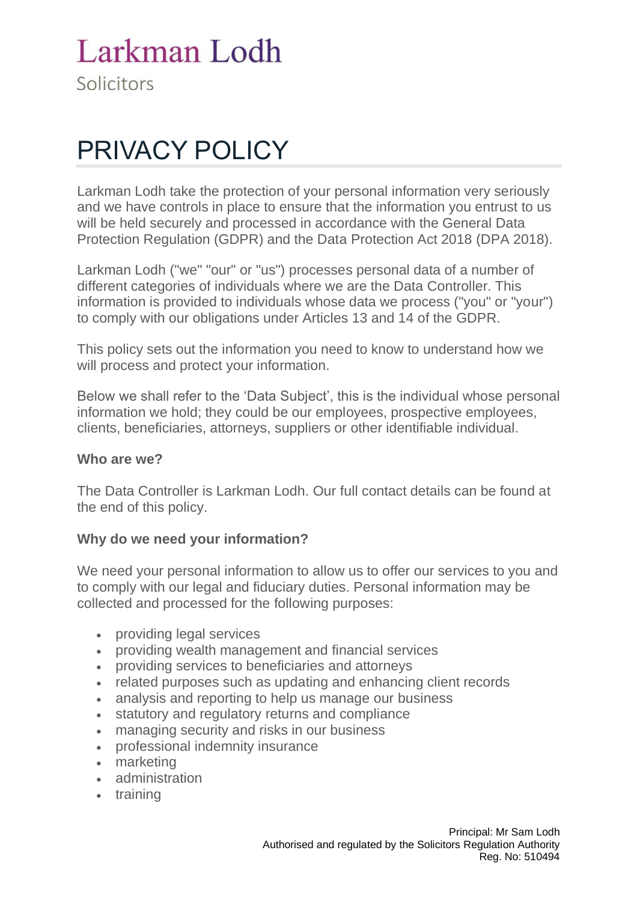# Larkman Lodh

Solicitors

# PRIVACY POLICY

Larkman Lodh take the protection of your personal information very seriously and we have controls in place to ensure that the information you entrust to us will be held securely and processed in accordance with the General Data Protection Regulation (GDPR) and the Data Protection Act 2018 (DPA 2018).

Larkman Lodh ("we" "our" or "us") processes personal data of a number of different categories of individuals where we are the Data Controller. This information is provided to individuals whose data we process ("you" or "your") to comply with our obligations under Articles 13 and 14 of the GDPR.

This policy sets out the information you need to know to understand how we will process and protect your information.

Below we shall refer to the 'Data Subject', this is the individual whose personal information we hold; they could be our employees, prospective employees, clients, beneficiaries, attorneys, suppliers or other identifiable individual.

**Who are we?**

The Data Controller is Larkman Lodh. Our full contact details can be found at the end of this policy.

**Why do we need your information?**

We need your personal information to allow us to offer our services to you and to comply with our legal and fiduciary duties. Personal information may be collected and processed for the following purposes:

- providing legal services
- providing wealth management and financial services
- providing services to beneficiaries and attorneys
- related purposes such as updating and enhancing client records
- analysis and reporting to help us manage our business
- statutory and regulatory returns and compliance
- managing security and risks in our business
- professional indemnity insurance
- marketing
- administration
- training

Principal: Mr Sam Lodh
Authorised and regulated by the Solicitors Regulation Authority
Reg. No: 510494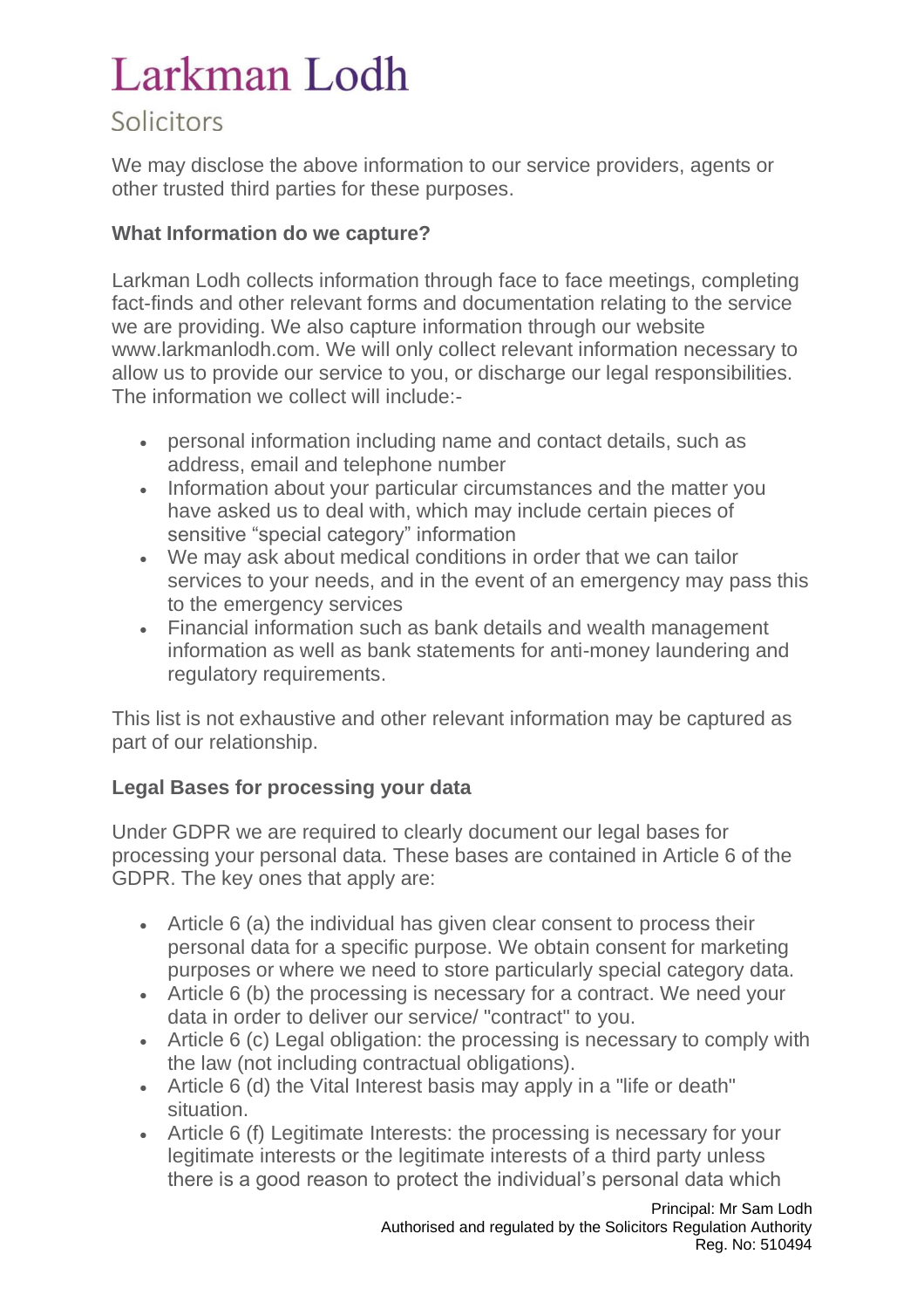We may disclose the above information to our service providers, agents or other trusted third parties for these purposes.

**What Information do we capture?**

Larkman Lodh collects information through face to face meetings, completing fact-finds and other relevant forms and documentation relating to the service we are providing. We also capture information through our website www.larkmanlodh.com. We will only collect relevant information necessary to allow us to provide our service to you, or discharge our legal responsibilities. The information we collect will include:-

- personal information including name and contact details, such as address, email and telephone number
- Information about your particular circumstances and the matter you have asked us to deal with, which may include certain pieces of sensitive "special category" information
- We may ask about medical conditions in order that we can tailor services to your needs, and in the event of an emergency may pass this to the emergency services
- Financial information such as bank details and wealth management information as well as bank statements for anti-money laundering and regulatory requirements.

This list is not exhaustive and other relevant information may be captured as part of our relationship.

**Legal Bases for processing your data**

Under GDPR we are required to clearly document our legal bases for processing your personal data. These bases are contained in Article 6 of the GDPR. The key ones that apply are:

- Article 6 (a) the individual has given clear consent to process their personal data for a specific purpose. We obtain consent for marketing purposes or where we need to store particularly special category data.
- Article 6 (b) the processing is necessary for a contract. We need your data in order to deliver our service/ "contract" to you.
- Article 6 (c) Legal obligation: the processing is necessary to comply with the law (not including contractual obligations).
- Article 6 (d) the Vital Interest basis may apply in a "life or death" situation.
- Article 6 (f) Legitimate Interests: the processing is necessary for your legitimate interests or the legitimate interests of a third party unless there is a good reason to protect the individual's personal data which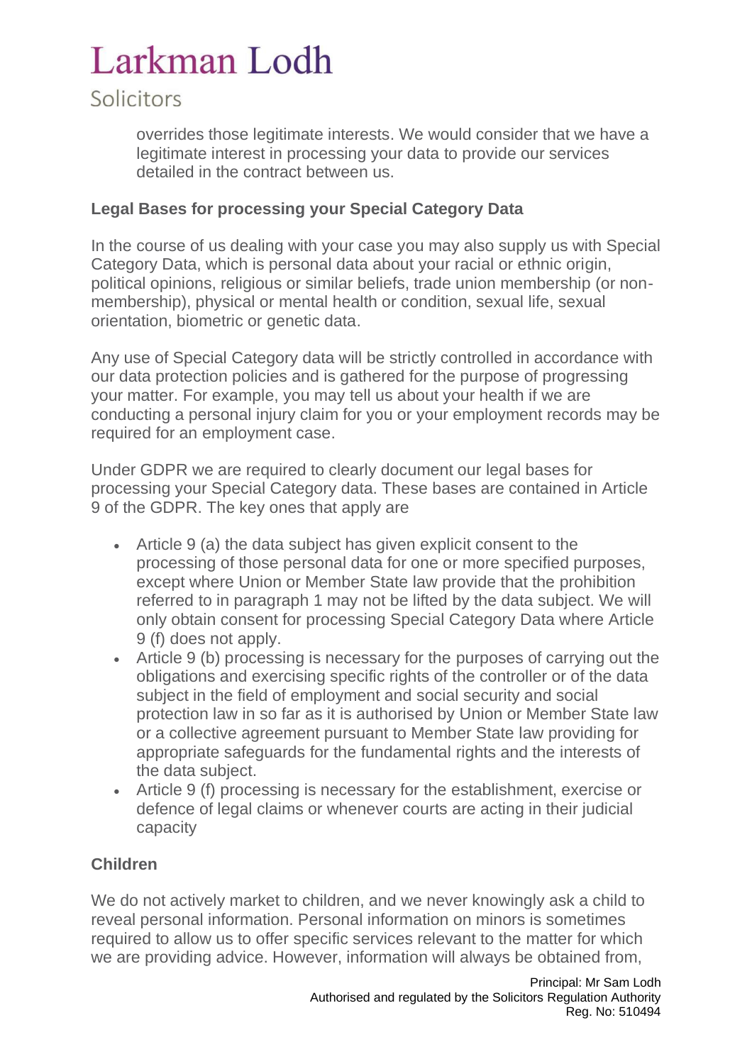overrides those legitimate interests. We would consider that we have a legitimate interest in processing your data to provide our services detailed in the contract between us.

**Legal Bases for processing your Special Category Data**

In the course of us dealing with your case you may also supply us with Special Category Data, which is personal data about your racial or ethnic origin, political opinions, religious or similar beliefs, trade union membership (or non-membership), physical or mental health or condition, sexual life, sexual orientation, biometric or genetic data.

Any use of Special Category data will be strictly controlled in accordance with our data protection policies and is gathered for the purpose of progressing your matter. For example, you may tell us about your health if we are conducting a personal injury claim for you or your employment records may be required for an employment case.

Under GDPR we are required to clearly document our legal bases for processing your Special Category data. These bases are contained in Article 9 of the GDPR. The key ones that apply are

- Article 9 (a) the data subject has given explicit consent to the processing of those personal data for one or more specified purposes, except where Union or Member State law provide that the prohibition referred to in paragraph 1 may not be lifted by the data subject. We will only obtain consent for processing Special Category Data where Article 9 (f) does not apply.
- Article 9 (b) processing is necessary for the purposes of carrying out the obligations and exercising specific rights of the controller or of the data subject in the field of employment and social security and social protection law in so far as it is authorised by Union or Member State law or a collective agreement pursuant to Member State law providing for appropriate safeguards for the fundamental rights and the interests of the data subject.
- Article 9 (f) processing is necessary for the establishment, exercise or defence of legal claims or whenever courts are acting in their judicial capacity

**Children**

We do not actively market to children, and we never knowingly ask a child to reveal personal information. Personal information on minors is sometimes required to allow us to offer specific services relevant to the matter for which we are providing advice. However, information will always be obtained from,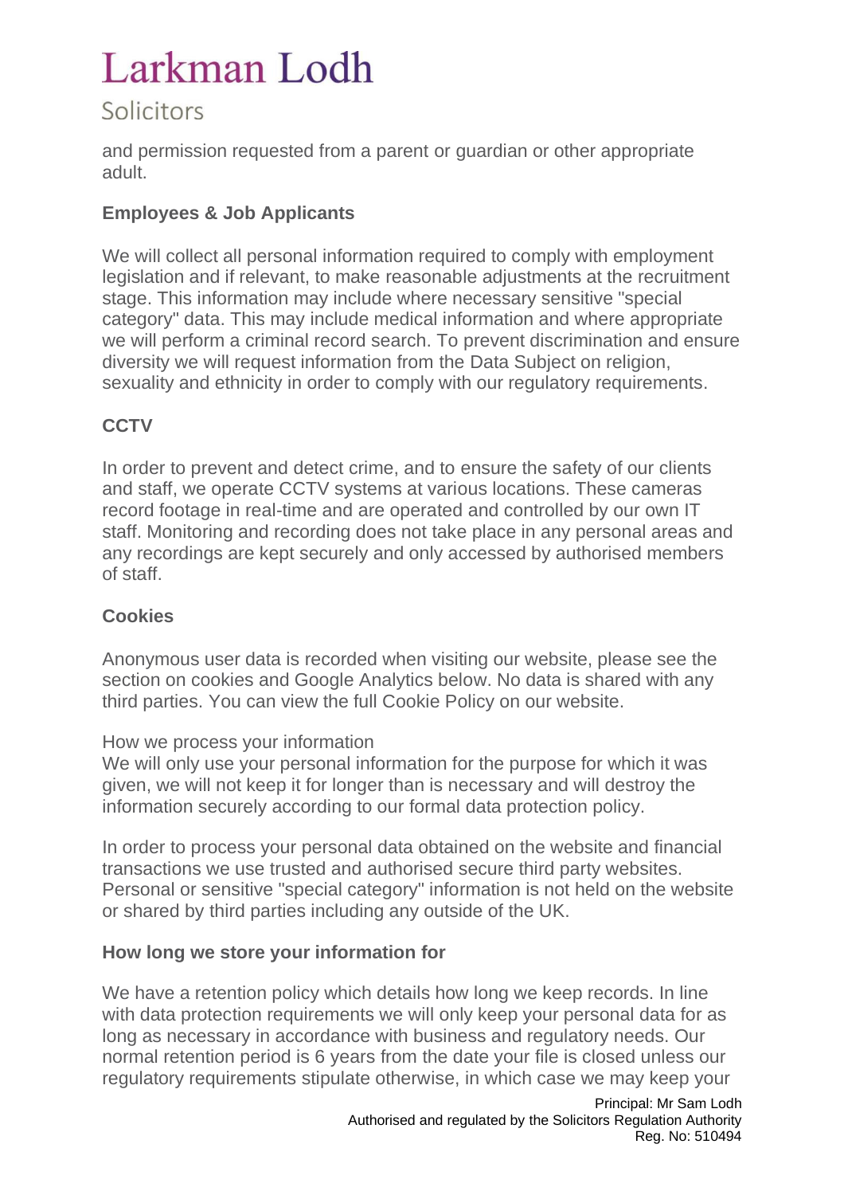and permission requested from a parent or guardian or other appropriate adult.

**Employees & Job Applicants**

We will collect all personal information required to comply with employment legislation and if relevant, to make reasonable adjustments at the recruitment stage. This information may include where necessary sensitive "special category" data. This may include medical information and where appropriate we will perform a criminal record search. To prevent discrimination and ensure diversity we will request information from the Data Subject on religion, sexuality and ethnicity in order to comply with our regulatory requirements.

**CCTV**

In order to prevent and detect crime, and to ensure the safety of our clients and staff, we operate CCTV systems at various locations. These cameras record footage in real-time and are operated and controlled by our own IT staff. Monitoring and recording does not take place in any personal areas and any recordings are kept securely and only accessed by authorised members of staff.

**Cookies**

Anonymous user data is recorded when visiting our website, please see the section on cookies and Google Analytics below. No data is shared with any third parties. You can view the full Cookie Policy on our website.

How we process your information

We will only use your personal information for the purpose for which it was given, we will not keep it for longer than is necessary and will destroy the information securely according to our formal data protection policy.

In order to process your personal data obtained on the website and financial transactions we use trusted and authorised secure third party websites. Personal or sensitive "special category" information is not held on the website or shared by third parties including any outside of the UK.

**How long we store your information for**

We have a retention policy which details how long we keep records. In line with data protection requirements we will only keep your personal data for as long as necessary in accordance with business and regulatory needs. Our normal retention period is 6 years from the date your file is closed unless our regulatory requirements stipulate otherwise, in which case we may keep your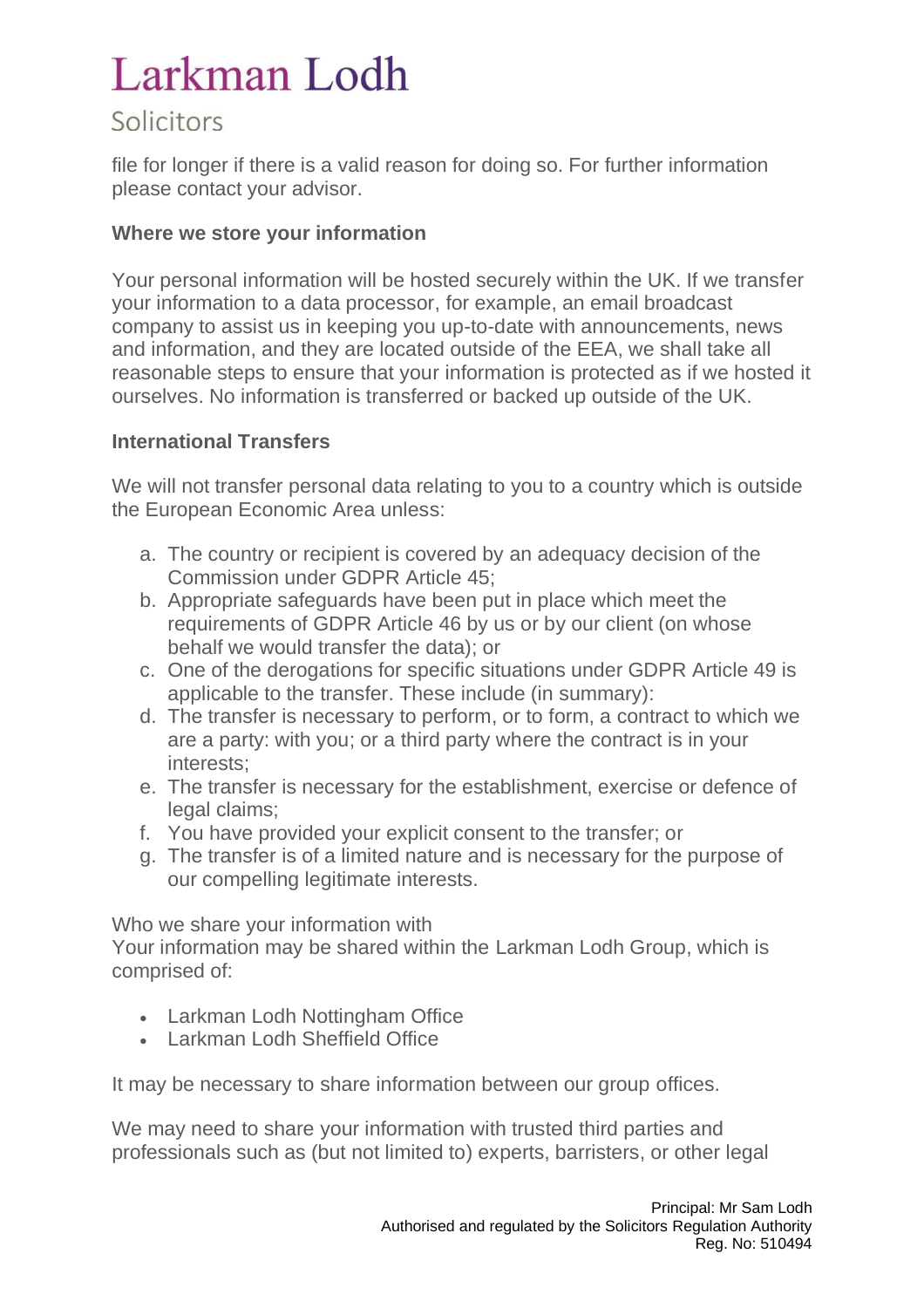file for longer if there is a valid reason for doing so. For further information please contact your advisor.

**Where we store your information**

Your personal information will be hosted securely within the UK. If we transfer your information to a data processor, for example, an email broadcast company to assist us in keeping you up-to-date with announcements, news and information, and they are located outside of the EEA, we shall take all reasonable steps to ensure that your information is protected as if we hosted it ourselves. No information is transferred or backed up outside of the UK.

**International Transfers**

We will not transfer personal data relating to you to a country which is outside the European Economic Area unless:

a. The country or recipient is covered by an adequacy decision of the Commission under GDPR Article 45;
b. Appropriate safeguards have been put in place which meet the requirements of GDPR Article 46 by us or by our client (on whose behalf we would transfer the data); or
c. One of the derogations for specific situations under GDPR Article 49 is applicable to the transfer. These include (in summary):
d. The transfer is necessary to perform, or to form, a contract to which we are a party: with you; or a third party where the contract is in your interests;
e. The transfer is necessary for the establishment, exercise or defence of legal claims;
f. You have provided your explicit consent to the transfer; or
g. The transfer is of a limited nature and is necessary for the purpose of our compelling legitimate interests.

Who we share your information with

Your information may be shared within the Larkman Lodh Group, which is comprised of:

- Larkman Lodh Nottingham Office
- Larkman Lodh Sheffield Office

It may be necessary to share information between our group offices.

We may need to share your information with trusted third parties and professionals such as (but not limited to) experts, barristers, or other legal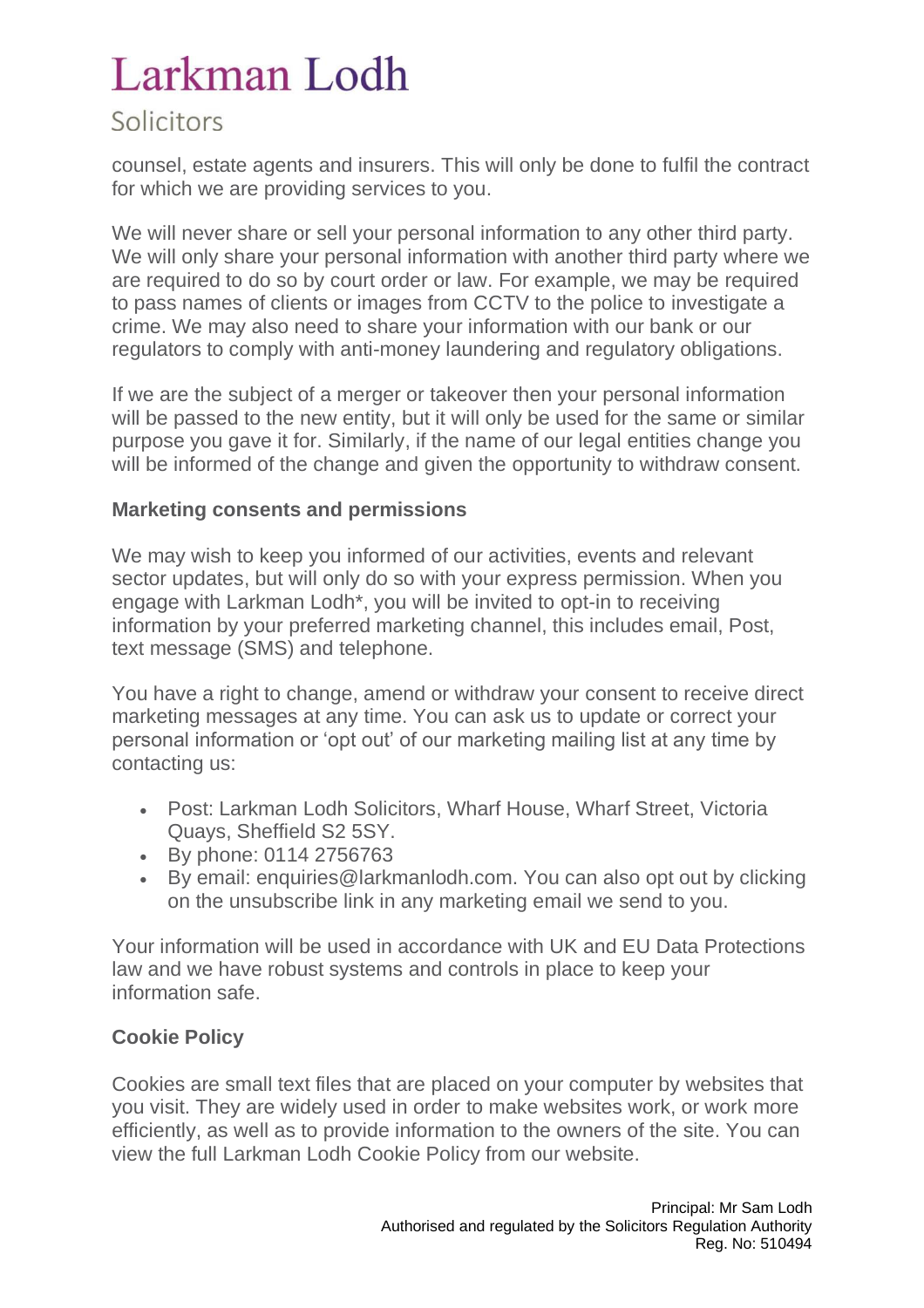counsel, estate agents and insurers. This will only be done to fulfil the contract for which we are providing services to you.

We will never share or sell your personal information to any other third party. We will only share your personal information with another third party where we are required to do so by court order or law. For example, we may be required to pass names of clients or images from CCTV to the police to investigate a crime. We may also need to share your information with our bank or our regulators to comply with anti-money laundering and regulatory obligations.

If we are the subject of a merger or takeover then your personal information will be passed to the new entity, but it will only be used for the same or similar purpose you gave it for. Similarly, if the name of our legal entities change you will be informed of the change and given the opportunity to withdraw consent.

**Marketing consents and permissions**

We may wish to keep you informed of our activities, events and relevant sector updates, but will only do so with your express permission. When you engage with Larkman Lodh*, you will be invited to opt-in to receiving information by your preferred marketing channel, this includes email, Post, text message (SMS) and telephone.

You have a right to change, amend or withdraw your consent to receive direct marketing messages at any time. You can ask us to update or correct your personal information or 'opt out' of our marketing mailing list at any time by contacting us:

- Post: Larkman Lodh Solicitors, Wharf House, Wharf Street, Victoria Quays, Sheffield S2 5SY.
- By phone: 0114 2756763
- By email: enquiries@larkmanlodh.com. You can also opt out by clicking on the unsubscribe link in any marketing email we send to you.

Your information will be used in accordance with UK and EU Data Protections law and we have robust systems and controls in place to keep your information safe.

**Cookie Policy**

Cookies are small text files that are placed on your computer by websites that you visit. They are widely used in order to make websites work, or work more efficiently, as well as to provide information to the owners of the site. You can view the full Larkman Lodh Cookie Policy from our website.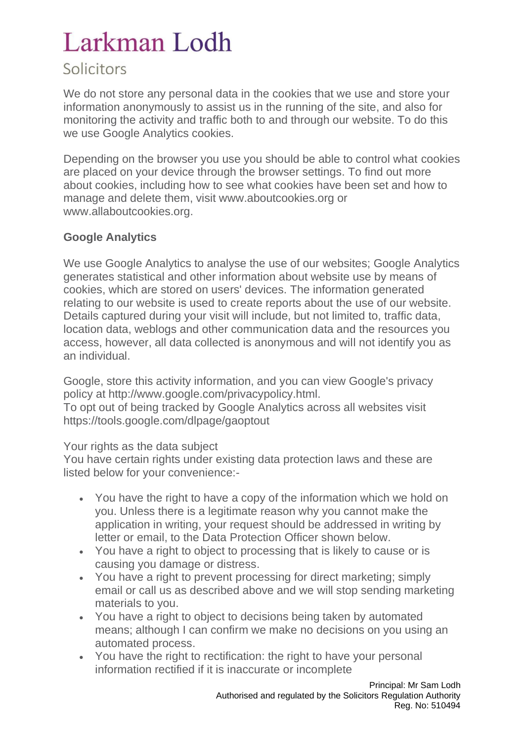We do not store any personal data in the cookies that we use and store your information anonymously to assist us in the running of the site, and also for monitoring the activity and traffic both to and through our website. To do this we use Google Analytics cookies.

Depending on the browser you use you should be able to control what cookies are placed on your device through the browser settings. To find out more about cookies, including how to see what cookies have been set and how to manage and delete them, visit www.aboutcookies.org or www.allaboutcookies.org.

**Google Analytics**

We use Google Analytics to analyse the use of our websites; Google Analytics generates statistical and other information about website use by means of cookies, which are stored on users' devices. The information generated relating to our website is used to create reports about the use of our website. Details captured during your visit will include, but not limited to, traffic data, location data, weblogs and other communication data and the resources you access, however, all data collected is anonymous and will not identify you as an individual.

Google, store this activity information, and you can view Google's privacy policy at http://www.google.com/privacypolicy.html.
To opt out of being tracked by Google Analytics across all websites visit https://tools.google.com/dlpage/gaoptout

Your rights as the data subject
You have certain rights under existing data protection laws and these are listed below for your convenience:-

- You have the right to have a copy of the information which we hold on you. Unless there is a legitimate reason why you cannot make the application in writing, your request should be addressed in writing by letter or email, to the Data Protection Officer shown below.
- You have a right to object to processing that is likely to cause or is causing you damage or distress.
- You have a right to prevent processing for direct marketing; simply email or call us as described above and we will stop sending marketing materials to you.
- You have a right to object to decisions being taken by automated means; although I can confirm we make no decisions on you using an automated process.
- You have the right to rectification: the right to have your personal information rectified if it is inaccurate or incomplete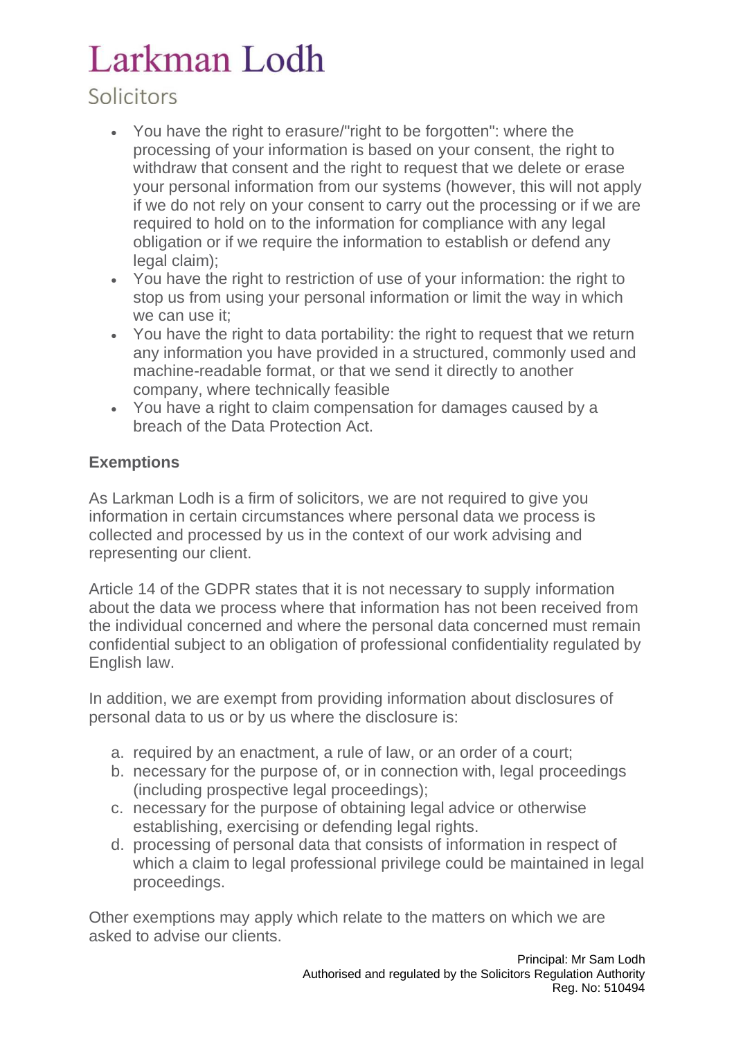- You have the right to erasure/"right to be forgotten": where the processing of your information is based on your consent, the right to withdraw that consent and the right to request that we delete or erase your personal information from our systems (however, this will not apply if we do not rely on your consent to carry out the processing or if we are required to hold on to the information for compliance with any legal obligation or if we require the information to establish or defend any legal claim);
- You have the right to restriction of use of your information: the right to stop us from using your personal information or limit the way in which we can use it;
- You have the right to data portability: the right to request that we return any information you have provided in a structured, commonly used and machine-readable format, or that we send it directly to another company, where technically feasible
- You have a right to claim compensation for damages caused by a breach of the Data Protection Act.

**Exemptions**

As Larkman Lodh is a firm of solicitors, we are not required to give you information in certain circumstances where personal data we process is collected and processed by us in the context of our work advising and representing our client.

Article 14 of the GDPR states that it is not necessary to supply information about the data we process where that information has not been received from the individual concerned and where the personal data concerned must remain confidential subject to an obligation of professional confidentiality regulated by English law.

In addition, we are exempt from providing information about disclosures of personal data to us or by us where the disclosure is:

a. required by an enactment, a rule of law, or an order of a court;
b. necessary for the purpose of, or in connection with, legal proceedings (including prospective legal proceedings);
c. necessary for the purpose of obtaining legal advice or otherwise establishing, exercising or defending legal rights.
d. processing of personal data that consists of information in respect of which a claim to legal professional privilege could be maintained in legal proceedings.

Other exemptions may apply which relate to the matters on which we are asked to advise our clients.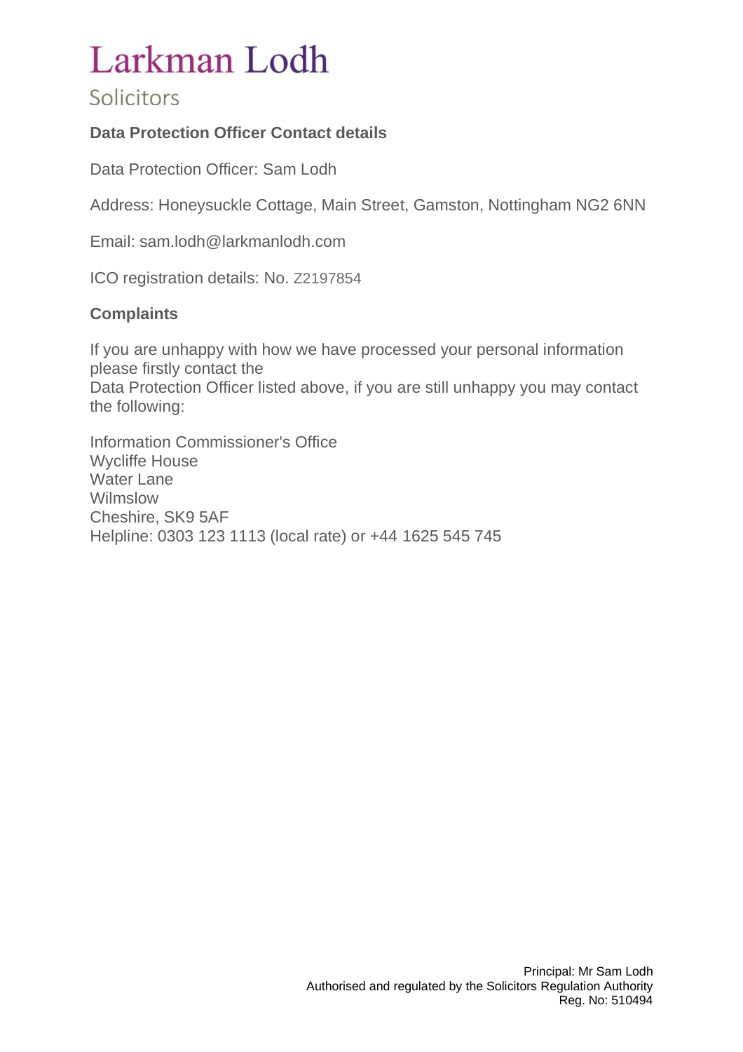# Larkman Lodh

Solicitors

**Data Protection Officer Contact details**

Data Protection Officer: Sam Lodh

Address: Honeysuckle Cottage, Main Street, Gamston, Nottingham NG2 6NN

Email: sam.lodh@larkmanlodh.com

ICO registration details: No. Z2197854

**Complaints**

If you are unhappy with how we have processed your personal information please firstly contact the Data Protection Officer listed above, if you are still unhappy you may contact the following:

Information Commissioner's Office
Wycliffe House
Water Lane
Wilmslow
Cheshire, SK9 5AF
Helpline: 0303 123 1113 (local rate) or +44 1625 545 745

Principal: Mr Sam Lodh
Authorised and regulated by the Solicitors Regulation Authority
Reg. No: 510494